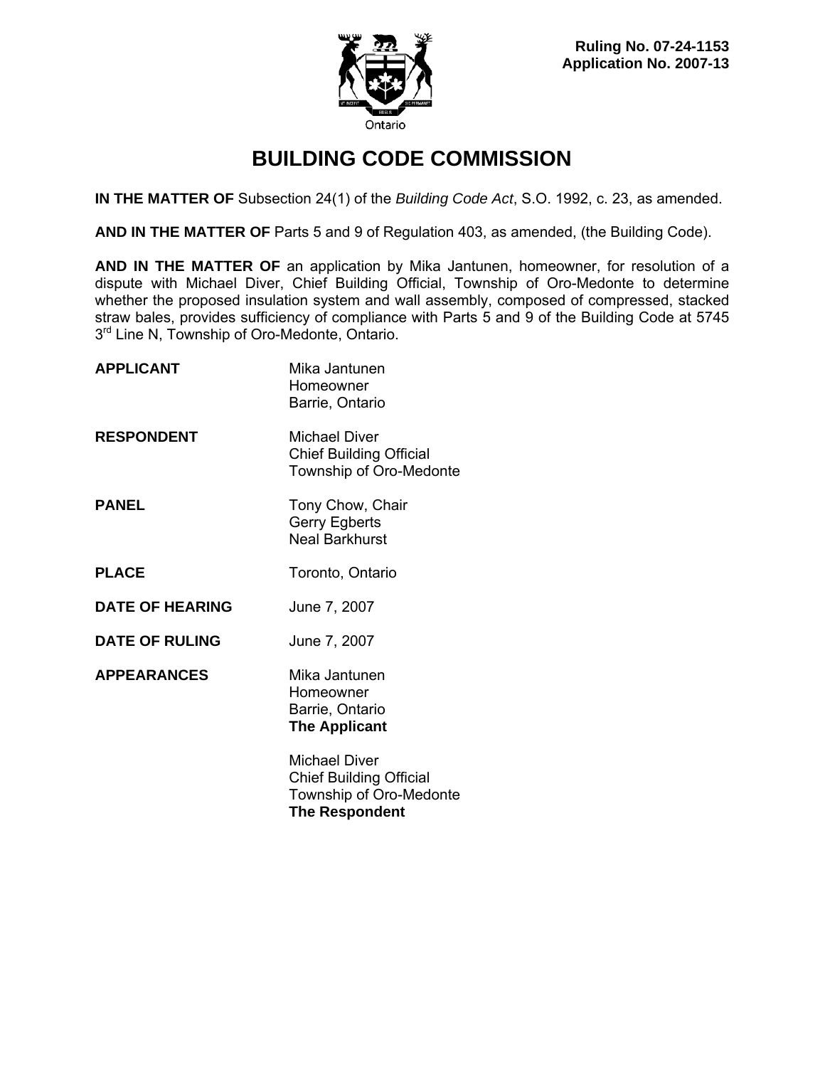Ontario

**Ruling No. 07-24-1153**
**Application No. 2007-13**

# BUILDING CODE COMMISSION

**IN THE MATTER OF** Subsection 24(1) of the *Building Code Act*, S.O. 1992, c. 23, as amended.

**AND IN THE MATTER OF** Parts 5 and 9 of Regulation 403, as amended, (the Building Code).

**AND IN THE MATTER OF** an application by Mika Jantunen, homeowner, for resolution of a dispute with Michael Diver, Chief Building Official, Township of Oro-Medonte to determine whether the proposed insulation system and wall assembly, composed of compressed, stacked straw bales, provides sufficiency of compliance with Parts 5 and 9 of the Building Code at 5745 3rd Line N, Township of Oro-Medonte, Ontario.

**APPLICANT**
Mika Jantunen
Homeowner
Barrie, Ontario

**RESPONDENT**
Michael Diver
Chief Building Official
Township of Oro-Medonte

**PANEL**
Tony Chow, Chair
Gerry Egberts
Neal Barkhurst

**PLACE**
Toronto, Ontario

**DATE OF HEARING**
June 7, 2007

**DATE OF RULING**
June 7, 2007

**APPEARANCES**
Mika Jantunen
Homeowner
Barrie, Ontario
**The Applicant**

Michael Diver
Chief Building Official
Township of Oro-Medonte
**The Respondent**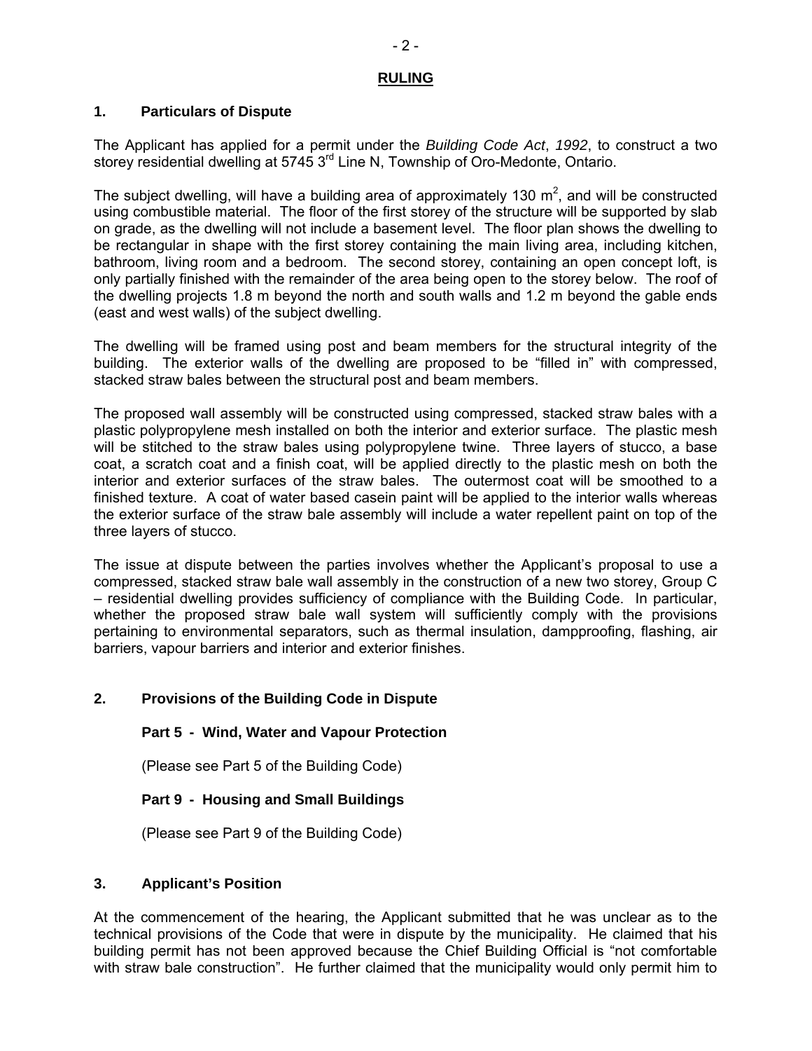## RULING

### 1. Particulars of Dispute

The Applicant has applied for a permit under the *Building Code Act*, *1992*, to construct a two storey residential dwelling at 5745 3rd Line N, Township of Oro-Medonte, Ontario.

The subject dwelling, will have a building area of approximately 130 $m^2$, and will be constructed using combustible material. The floor of the first storey of the structure will be supported by slab on grade, as the dwelling will not include a basement level. The floor plan shows the dwelling to be rectangular in shape with the first storey containing the main living area, including kitchen, bathroom, living room and a bedroom. The second storey, containing an open concept loft, is only partially finished with the remainder of the area being open to the storey below. The roof of the dwelling projects 1.8 m beyond the north and south walls and 1.2 m beyond the gable ends (east and west walls) of the subject dwelling.

The dwelling will be framed using post and beam members for the structural integrity of the building. The exterior walls of the dwelling are proposed to be "filled in" with compressed, stacked straw bales between the structural post and beam members.

The proposed wall assembly will be constructed using compressed, stacked straw bales with a plastic polypropylene mesh installed on both the interior and exterior surface. The plastic mesh will be stitched to the straw bales using polypropylene twine. Three layers of stucco, a base coat, a scratch coat and a finish coat, will be applied directly to the plastic mesh on both the interior and exterior surfaces of the straw bales. The outermost coat will be smoothed to a finished texture. A coat of water based casein paint will be applied to the interior walls whereas the exterior surface of the straw bale assembly will include a water repellent paint on top of the three layers of stucco.

The issue at dispute between the parties involves whether the Applicant's proposal to use a compressed, stacked straw bale wall assembly in the construction of a new two storey, Group C – residential dwelling provides sufficiency of compliance with the Building Code. In particular, whether the proposed straw bale wall system will sufficiently comply with the provisions pertaining to environmental separators, such as thermal insulation, dampproofing, flashing, air barriers, vapour barriers and interior and exterior finishes.

### 2. Provisions of the Building Code in Dispute

**Part 5 - Wind, Water and Vapour Protection**

(Please see Part 5 of the Building Code)

**Part 9 - Housing and Small Buildings**

(Please see Part 9 of the Building Code)

### 3. Applicant's Position

At the commencement of the hearing, the Applicant submitted that he was unclear as to the technical provisions of the Code that were in dispute by the municipality. He claimed that his building permit has not been approved because the Chief Building Official is "not comfortable with straw bale construction". He further claimed that the municipality would only permit him to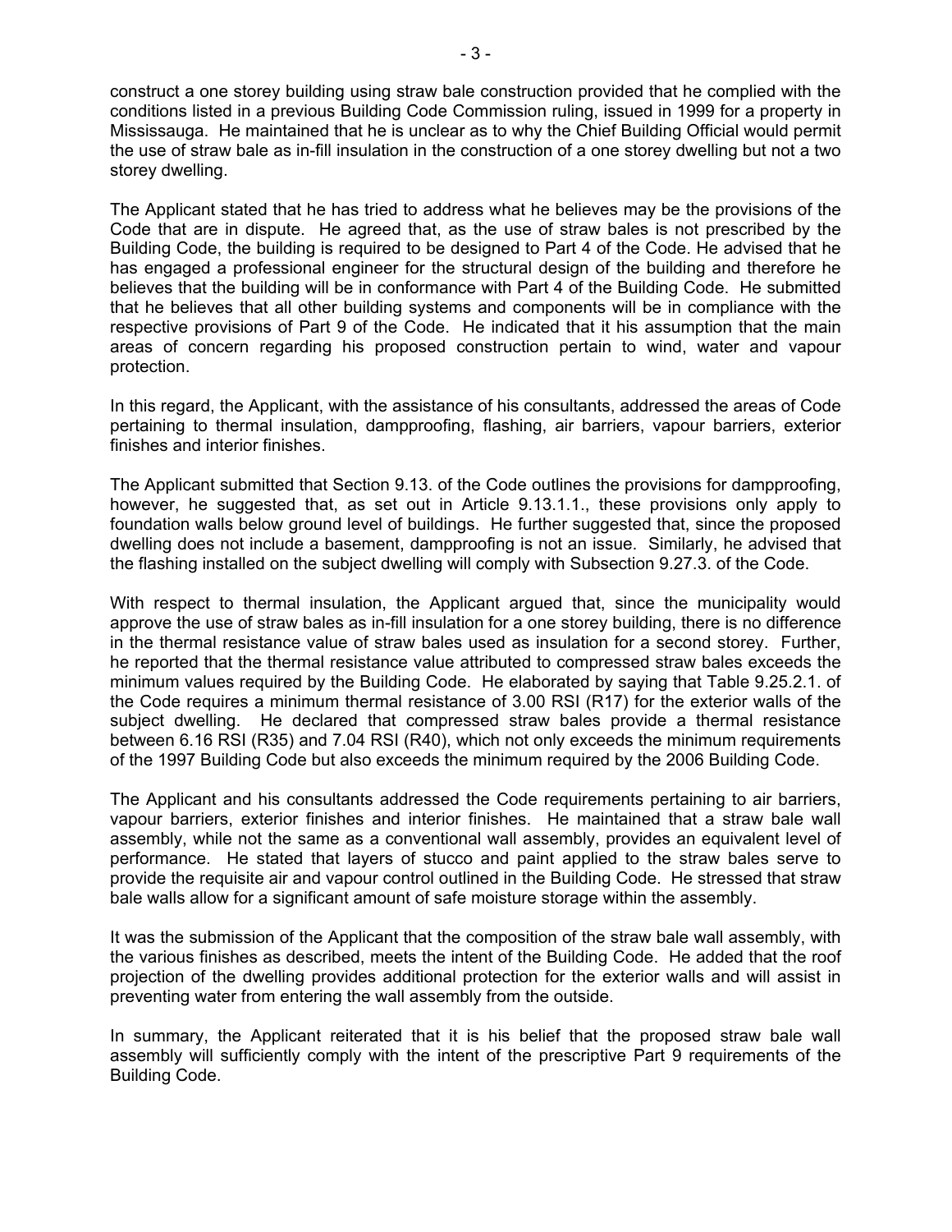construct a one storey building using straw bale construction provided that he complied with the conditions listed in a previous Building Code Commission ruling, issued in 1999 for a property in Mississauga. He maintained that he is unclear as to why the Chief Building Official would permit the use of straw bale as in-fill insulation in the construction of a one storey dwelling but not a two storey dwelling.

The Applicant stated that he has tried to address what he believes may be the provisions of the Code that are in dispute. He agreed that, as the use of straw bales is not prescribed by the Building Code, the building is required to be designed to Part 4 of the Code. He advised that he has engaged a professional engineer for the structural design of the building and therefore he believes that the building will be in conformance with Part 4 of the Building Code. He submitted that he believes that all other building systems and components will be in compliance with the respective provisions of Part 9 of the Code. He indicated that it his assumption that the main areas of concern regarding his proposed construction pertain to wind, water and vapour protection.

In this regard, the Applicant, with the assistance of his consultants, addressed the areas of Code pertaining to thermal insulation, dampproofing, flashing, air barriers, vapour barriers, exterior finishes and interior finishes.

The Applicant submitted that Section 9.13. of the Code outlines the provisions for dampproofing, however, he suggested that, as set out in Article 9.13.1.1., these provisions only apply to foundation walls below ground level of buildings. He further suggested that, since the proposed dwelling does not include a basement, dampproofing is not an issue. Similarly, he advised that the flashing installed on the subject dwelling will comply with Subsection 9.27.3. of the Code.

With respect to thermal insulation, the Applicant argued that, since the municipality would approve the use of straw bales as in-fill insulation for a one storey building, there is no difference in the thermal resistance value of straw bales used as insulation for a second storey. Further, he reported that the thermal resistance value attributed to compressed straw bales exceeds the minimum values required by the Building Code. He elaborated by saying that Table 9.25.2.1. of the Code requires a minimum thermal resistance of 3.00 RSI (R17) for the exterior walls of the subject dwelling. He declared that compressed straw bales provide a thermal resistance between 6.16 RSI (R35) and 7.04 RSI (R40), which not only exceeds the minimum requirements of the 1997 Building Code but also exceeds the minimum required by the 2006 Building Code.

The Applicant and his consultants addressed the Code requirements pertaining to air barriers, vapour barriers, exterior finishes and interior finishes. He maintained that a straw bale wall assembly, while not the same as a conventional wall assembly, provides an equivalent level of performance. He stated that layers of stucco and paint applied to the straw bales serve to provide the requisite air and vapour control outlined in the Building Code. He stressed that straw bale walls allow for a significant amount of safe moisture storage within the assembly.

It was the submission of the Applicant that the composition of the straw bale wall assembly, with the various finishes as described, meets the intent of the Building Code. He added that the roof projection of the dwelling provides additional protection for the exterior walls and will assist in preventing water from entering the wall assembly from the outside.

In summary, the Applicant reiterated that it is his belief that the proposed straw bale wall assembly will sufficiently comply with the intent of the prescriptive Part 9 requirements of the Building Code.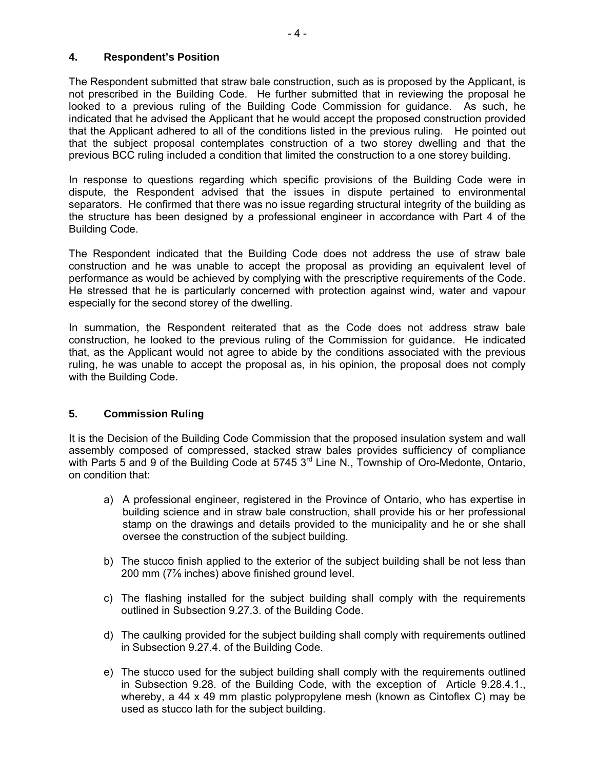## 4. Respondent's Position

The Respondent submitted that straw bale construction, such as is proposed by the Applicant, is not prescribed in the Building Code. He further submitted that in reviewing the proposal he looked to a previous ruling of the Building Code Commission for guidance. As such, he indicated that he advised the Applicant that he would accept the proposed construction provided that the Applicant adhered to all of the conditions listed in the previous ruling. He pointed out that the subject proposal contemplates construction of a two storey dwelling and that the previous BCC ruling included a condition that limited the construction to a one storey building.

In response to questions regarding which specific provisions of the Building Code were in dispute, the Respondent advised that the issues in dispute pertained to environmental separators. He confirmed that there was no issue regarding structural integrity of the building as the structure has been designed by a professional engineer in accordance with Part 4 of the Building Code.

The Respondent indicated that the Building Code does not address the use of straw bale construction and he was unable to accept the proposal as providing an equivalent level of performance as would be achieved by complying with the prescriptive requirements of the Code. He stressed that he is particularly concerned with protection against wind, water and vapour especially for the second storey of the dwelling.

In summation, the Respondent reiterated that as the Code does not address straw bale construction, he looked to the previous ruling of the Commission for guidance. He indicated that, as the Applicant would not agree to abide by the conditions associated with the previous ruling, he was unable to accept the proposal as, in his opinion, the proposal does not comply with the Building Code.

## 5. Commission Ruling

It is the Decision of the Building Code Commission that the proposed insulation system and wall assembly composed of compressed, stacked straw bales provides sufficiency of compliance with Parts 5 and 9 of the Building Code at 5745 3rd Line N., Township of Oro-Medonte, Ontario, on condition that:

a) A professional engineer, registered in the Province of Ontario, who has expertise in building science and in straw bale construction, shall provide his or her professional stamp on the drawings and details provided to the municipality and he or she shall oversee the construction of the subject building.

b) The stucco finish applied to the exterior of the subject building shall be not less than 200 mm (7⅞ inches) above finished ground level.

c) The flashing installed for the subject building shall comply with the requirements outlined in Subsection 9.27.3. of the Building Code.

d) The caulking provided for the subject building shall comply with requirements outlined in Subsection 9.27.4. of the Building Code.

e) The stucco used for the subject building shall comply with the requirements outlined in Subsection 9.28. of the Building Code, with the exception of Article 9.28.4.1., whereby, a 44 x 49 mm plastic polypropylene mesh (known as Cintoflex C) may be used as stucco lath for the subject building.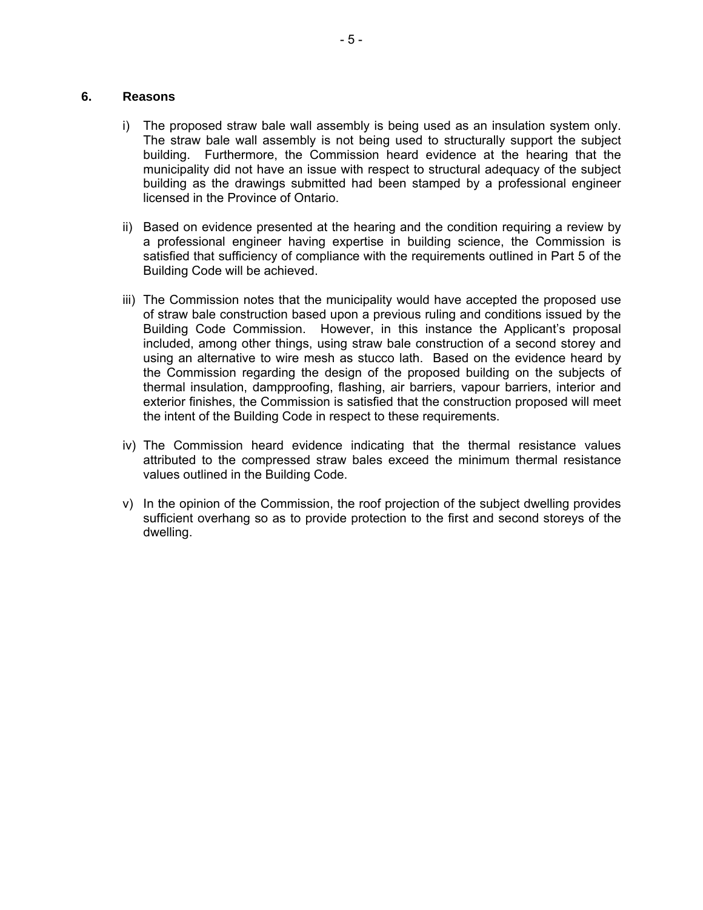## 6. Reasons

i) The proposed straw bale wall assembly is being used as an insulation system only. The straw bale wall assembly is not being used to structurally support the subject building. Furthermore, the Commission heard evidence at the hearing that the municipality did not have an issue with respect to structural adequacy of the subject building as the drawings submitted had been stamped by a professional engineer licensed in the Province of Ontario.

ii) Based on evidence presented at the hearing and the condition requiring a review by a professional engineer having expertise in building science, the Commission is satisfied that sufficiency of compliance with the requirements outlined in Part 5 of the Building Code will be achieved.

iii) The Commission notes that the municipality would have accepted the proposed use of straw bale construction based upon a previous ruling and conditions issued by the Building Code Commission. However, in this instance the Applicant's proposal included, among other things, using straw bale construction of a second storey and using an alternative to wire mesh as stucco lath. Based on the evidence heard by the Commission regarding the design of the proposed building on the subjects of thermal insulation, dampproofing, flashing, air barriers, vapour barriers, interior and exterior finishes, the Commission is satisfied that the construction proposed will meet the intent of the Building Code in respect to these requirements.

iv) The Commission heard evidence indicating that the thermal resistance values attributed to the compressed straw bales exceed the minimum thermal resistance values outlined in the Building Code.

v) In the opinion of the Commission, the roof projection of the subject dwelling provides sufficient overhang so as to provide protection to the first and second storeys of the dwelling.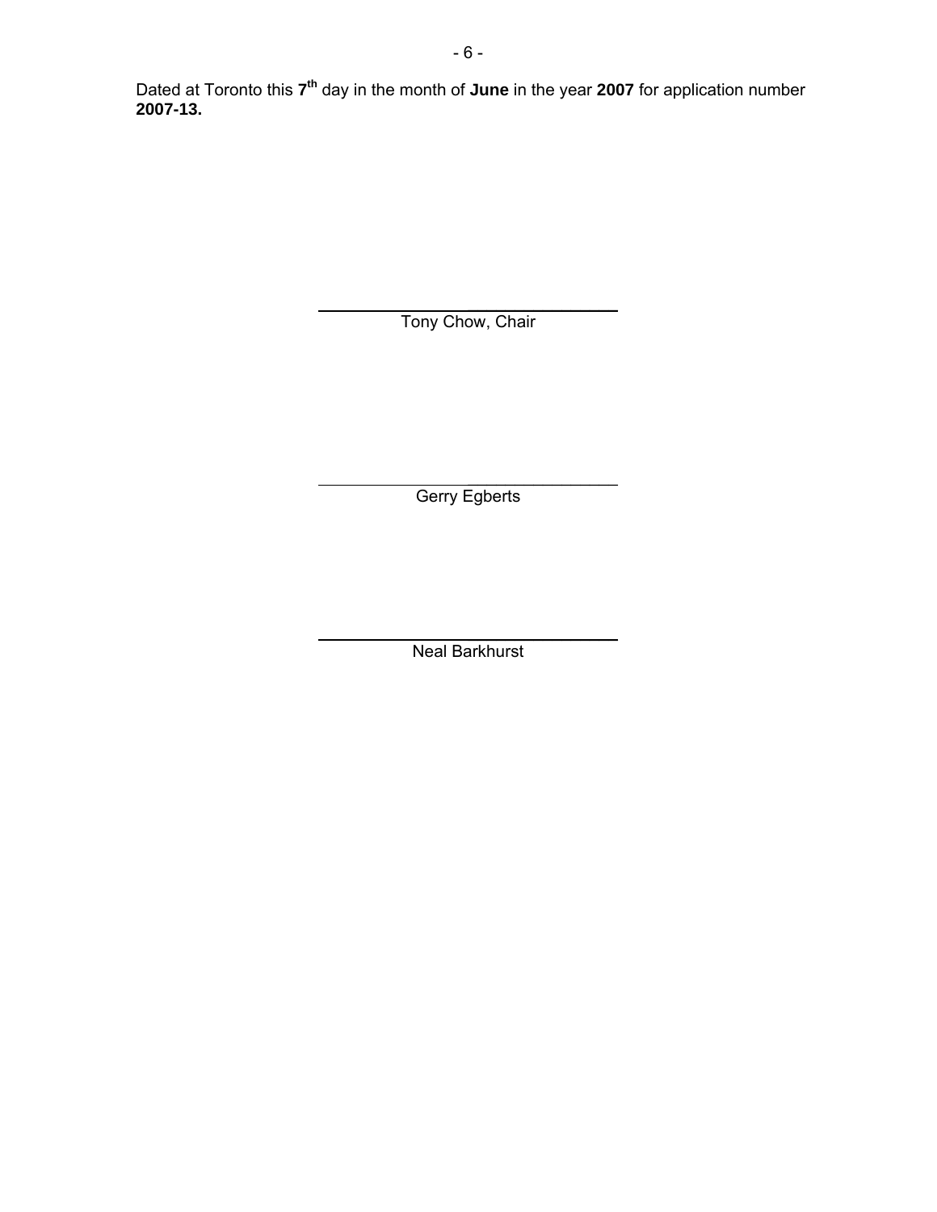Dated at Toronto this **7th** day in the month of **June** in the year **2007** for application number **2007-13.**

\_\_\_\_\_\_\_\_\_\_\_\_\_\_\_\_\_\_\_\_\_\_\_\_\_\_\_\_\_\_

Tony Chow, Chair

\_\_\_\_\_\_\_\_\_\_\_\_\_\_\_\_\_\_\_\_\_\_\_\_\_\_\_\_\_\_

Gerry Egberts

\_\_\_\_\_\_\_\_\_\_\_\_\_\_\_\_\_\_\_\_\_\_\_\_\_\_\_\_\_\_

Neal Barkhurst